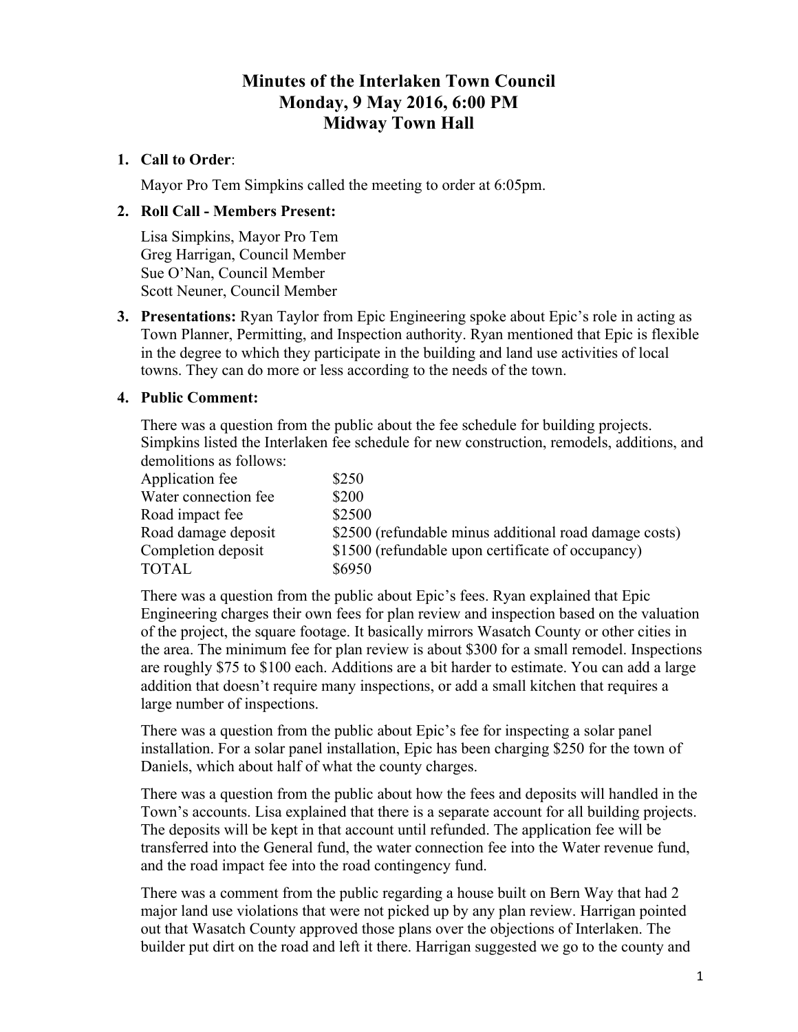# Minutes of the Interlaken Town Council
# Monday, 9 May 2016, 6:00 PM
# Midway Town Hall

1. **Call to Order**:

   Mayor Pro Tem Simpkins called the meeting to order at 6:05pm.

2. **Roll Call - Members Present:**

   Lisa Simpkins, Mayor Pro Tem
   Greg Harrigan, Council Member
   Sue O'Nan, Council Member
   Scott Neuner, Council Member

3. **Presentations:** Ryan Taylor from Epic Engineering spoke about Epic's role in acting as Town Planner, Permitting, and Inspection authority. Ryan mentioned that Epic is flexible in the degree to which they participate in the building and land use activities of local towns. They can do more or less according to the needs of the town.

4. **Public Comment:**

   There was a question from the public about the fee schedule for building projects. Simpkins listed the Interlaken fee schedule for new construction, remodels, additions, and demolitions as follows:

   | | |
   |---|---|
   | Application fee | $250 |
   | Water connection fee | $200 |
   | Road impact fee | $2500 |
   | Road damage deposit | $2500 (refundable minus additional road damage costs) |
   | Completion deposit | $1500 (refundable upon certificate of occupancy) |
   | TOTAL | $6950 |

   There was a question from the public about Epic's fees. Ryan explained that Epic Engineering charges their own fees for plan review and inspection based on the valuation of the project, the square footage. It basically mirrors Wasatch County or other cities in the area. The minimum fee for plan review is about $300 for a small remodel. Inspections are roughly $75 to $100 each. Additions are a bit harder to estimate. You can add a large addition that doesn't require many inspections, or add a small kitchen that requires a large number of inspections.

   There was a question from the public about Epic's fee for inspecting a solar panel installation. For a solar panel installation, Epic has been charging $250 for the town of Daniels, which about half of what the county charges.

   There was a question from the public about how the fees and deposits will handled in the Town's accounts. Lisa explained that there is a separate account for all building projects. The deposits will be kept in that account until refunded. The application fee will be transferred into the General fund, the water connection fee into the Water revenue fund, and the road impact fee into the road contingency fund.

   There was a comment from the public regarding a house built on Bern Way that had 2 major land use violations that were not picked up by any plan review. Harrigan pointed out that Wasatch County approved those plans over the objections of Interlaken. The builder put dirt on the road and left it there. Harrigan suggested we go to the county and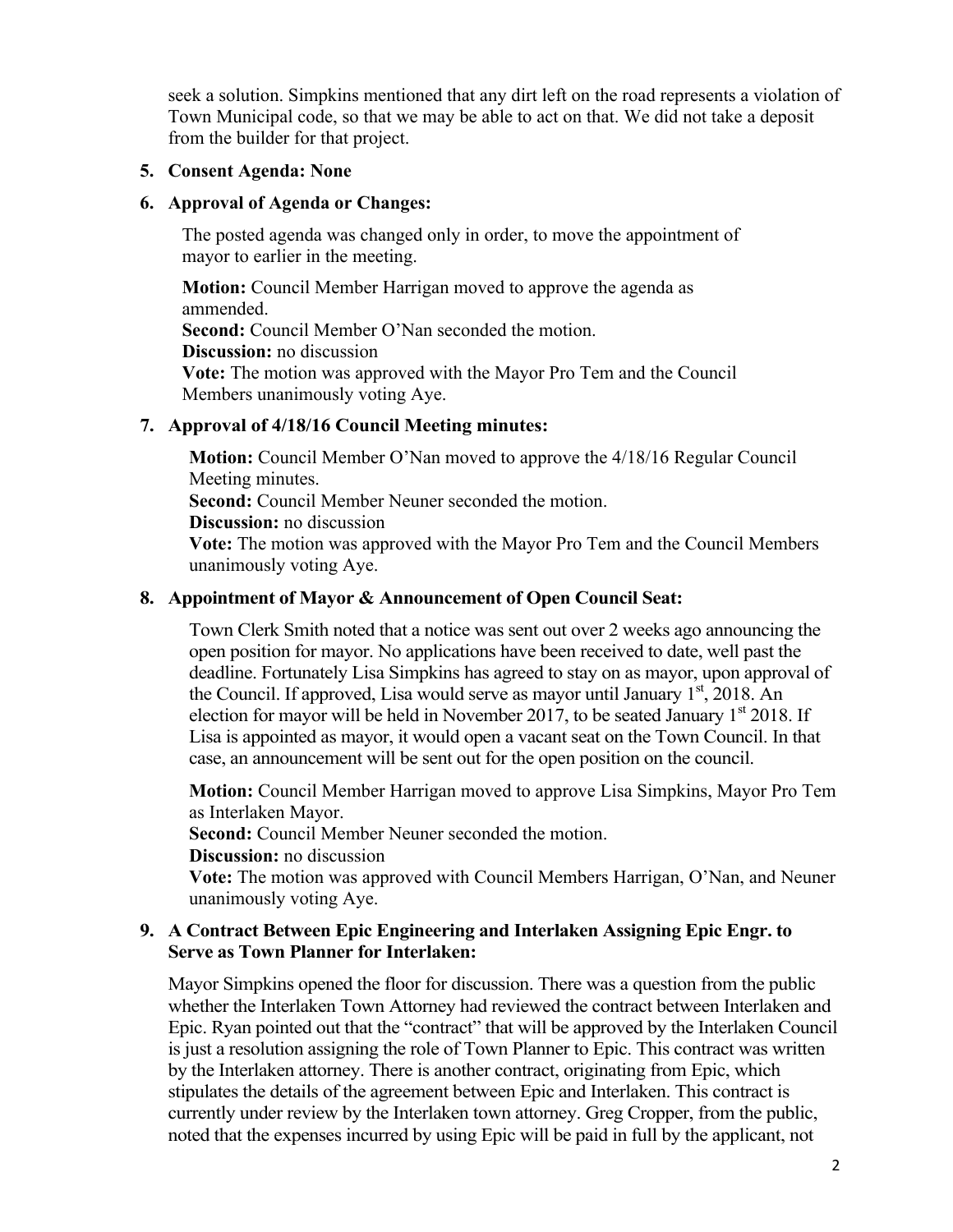seek a solution. Simpkins mentioned that any dirt left on the road represents a violation of Town Municipal code, so that we may be able to act on that. We did not take a deposit from the builder for that project.

**5. Consent Agenda: None**

**6. Approval of Agenda or Changes:**

The posted agenda was changed only in order, to move the appointment of mayor to earlier in the meeting.

**Motion:** Council Member Harrigan moved to approve the agenda as ammended.
**Second:** Council Member O'Nan seconded the motion.
**Discussion:** no discussion
**Vote:** The motion was approved with the Mayor Pro Tem and the Council Members unanimously voting Aye.

**7. Approval of 4/18/16 Council Meeting minutes:**

**Motion:** Council Member O'Nan moved to approve the 4/18/16 Regular Council Meeting minutes.
**Second:** Council Member Neuner seconded the motion.
**Discussion:** no discussion
**Vote:** The motion was approved with the Mayor Pro Tem and the Council Members unanimously voting Aye.

**8. Appointment of Mayor & Announcement of Open Council Seat:**

Town Clerk Smith noted that a notice was sent out over 2 weeks ago announcing the open position for mayor. No applications have been received to date, well past the deadline. Fortunately Lisa Simpkins has agreed to stay on as mayor, upon approval of the Council. If approved, Lisa would serve as mayor until January 1st, 2018. An election for mayor will be held in November 2017, to be seated January 1st 2018. If Lisa is appointed as mayor, it would open a vacant seat on the Town Council. In that case, an announcement will be sent out for the open position on the council.

**Motion:** Council Member Harrigan moved to approve Lisa Simpkins, Mayor Pro Tem as Interlaken Mayor.
**Second:** Council Member Neuner seconded the motion.
**Discussion:** no discussion
**Vote:** The motion was approved with Council Members Harrigan, O'Nan, and Neuner unanimously voting Aye.

**9. A Contract Between Epic Engineering and Interlaken Assigning Epic Engr. to Serve as Town Planner for Interlaken:**

Mayor Simpkins opened the floor for discussion. There was a question from the public whether the Interlaken Town Attorney had reviewed the contract between Interlaken and Epic. Ryan pointed out that the "contract" that will be approved by the Interlaken Council is just a resolution assigning the role of Town Planner to Epic. This contract was written by the Interlaken attorney. There is another contract, originating from Epic, which stipulates the details of the agreement between Epic and Interlaken. This contract is currently under review by the Interlaken town attorney. Greg Cropper, from the public, noted that the expenses incurred by using Epic will be paid in full by the applicant, not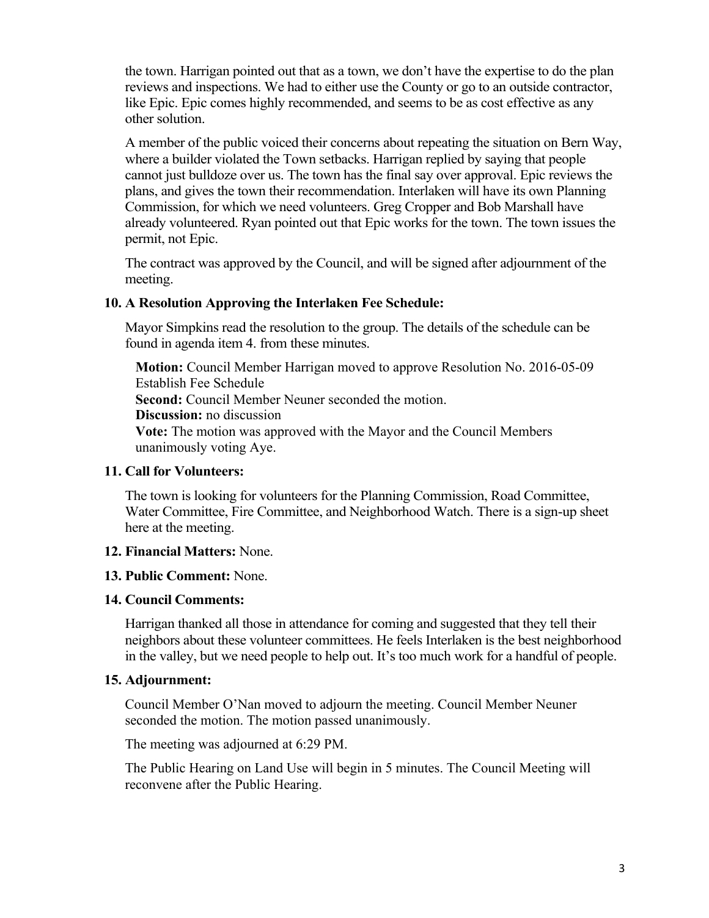the town. Harrigan pointed out that as a town, we don't have the expertise to do the plan reviews and inspections. We had to either use the County or go to an outside contractor, like Epic. Epic comes highly recommended, and seems to be as cost effective as any other solution.

A member of the public voiced their concerns about repeating the situation on Bern Way, where a builder violated the Town setbacks. Harrigan replied by saying that people cannot just bulldoze over us. The town has the final say over approval. Epic reviews the plans, and gives the town their recommendation. Interlaken will have its own Planning Commission, for which we need volunteers. Greg Cropper and Bob Marshall have already volunteered. Ryan pointed out that Epic works for the town. The town issues the permit, not Epic.

The contract was approved by the Council, and will be signed after adjournment of the meeting.

**10. A Resolution Approving the Interlaken Fee Schedule:**

Mayor Simpkins read the resolution to the group. The details of the schedule can be found in agenda item 4. from these minutes.

**Motion:** Council Member Harrigan moved to approve Resolution No. 2016-05-09 Establish Fee Schedule
**Second:** Council Member Neuner seconded the motion.
**Discussion:** no discussion
**Vote:** The motion was approved with the Mayor and the Council Members unanimously voting Aye.

**11. Call for Volunteers:**

The town is looking for volunteers for the Planning Commission, Road Committee, Water Committee, Fire Committee, and Neighborhood Watch. There is a sign-up sheet here at the meeting.

**12. Financial Matters:** None.

**13. Public Comment:** None.

**14. Council Comments:**

Harrigan thanked all those in attendance for coming and suggested that they tell their neighbors about these volunteer committees. He feels Interlaken is the best neighborhood in the valley, but we need people to help out. It's too much work for a handful of people.

**15. Adjournment:**

Council Member O'Nan moved to adjourn the meeting. Council Member Neuner seconded the motion. The motion passed unanimously.

The meeting was adjourned at 6:29 PM.

The Public Hearing on Land Use will begin in 5 minutes. The Council Meeting will reconvene after the Public Hearing.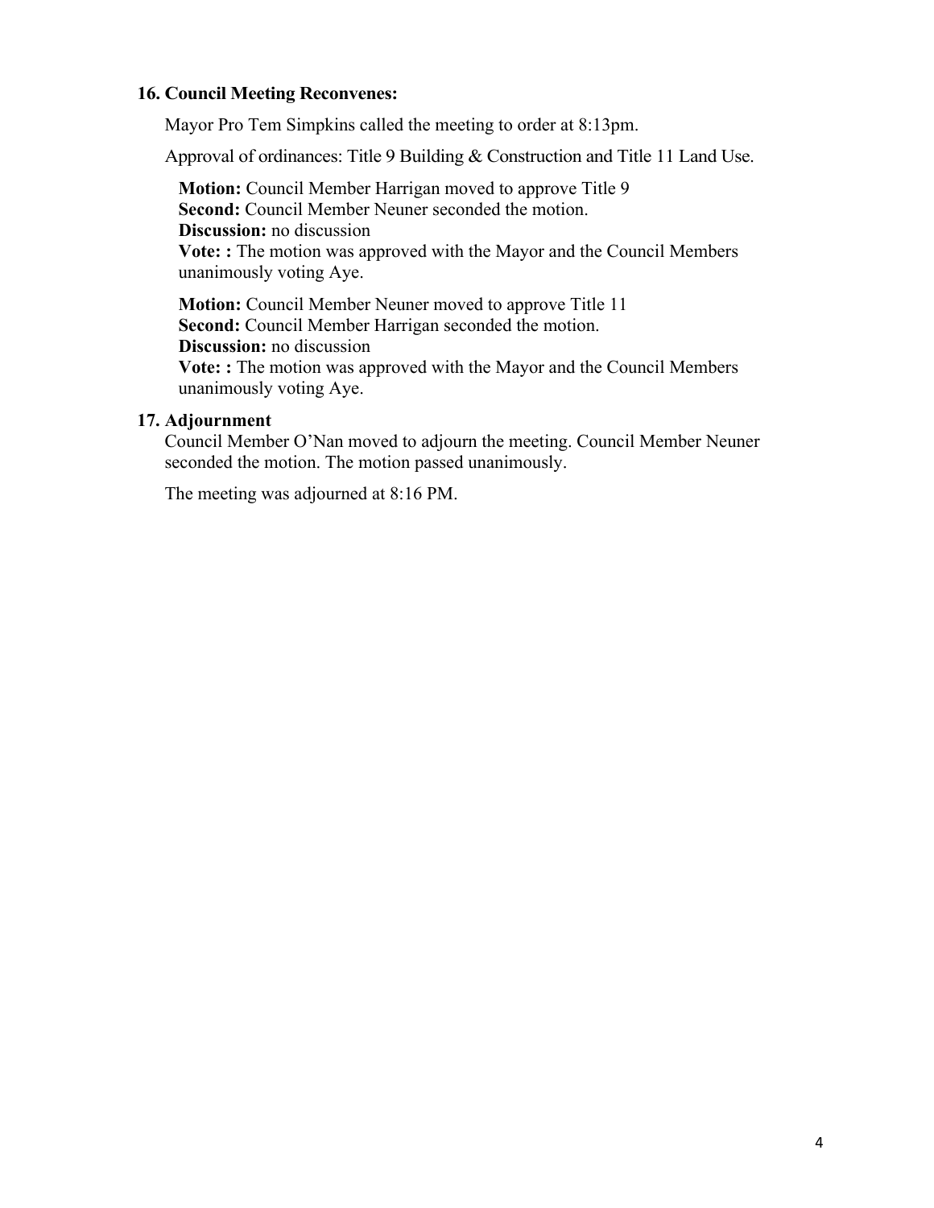**16. Council Meeting Reconvenes:**

Mayor Pro Tem Simpkins called the meeting to order at 8:13pm.

Approval of ordinances: Title 9 Building & Construction and Title 11 Land Use.

**Motion:** Council Member Harrigan moved to approve Title 9
**Second:** Council Member Neuner seconded the motion.
**Discussion:** no discussion
**Vote: :** The motion was approved with the Mayor and the Council Members unanimously voting Aye.

**Motion:** Council Member Neuner moved to approve Title 11
**Second:** Council Member Harrigan seconded the motion.
**Discussion:** no discussion
**Vote: :** The motion was approved with the Mayor and the Council Members unanimously voting Aye.

**17. Adjournment**

Council Member O'Nan moved to adjourn the meeting. Council Member Neuner seconded the motion. The motion passed unanimously.

The meeting was adjourned at 8:16 PM.